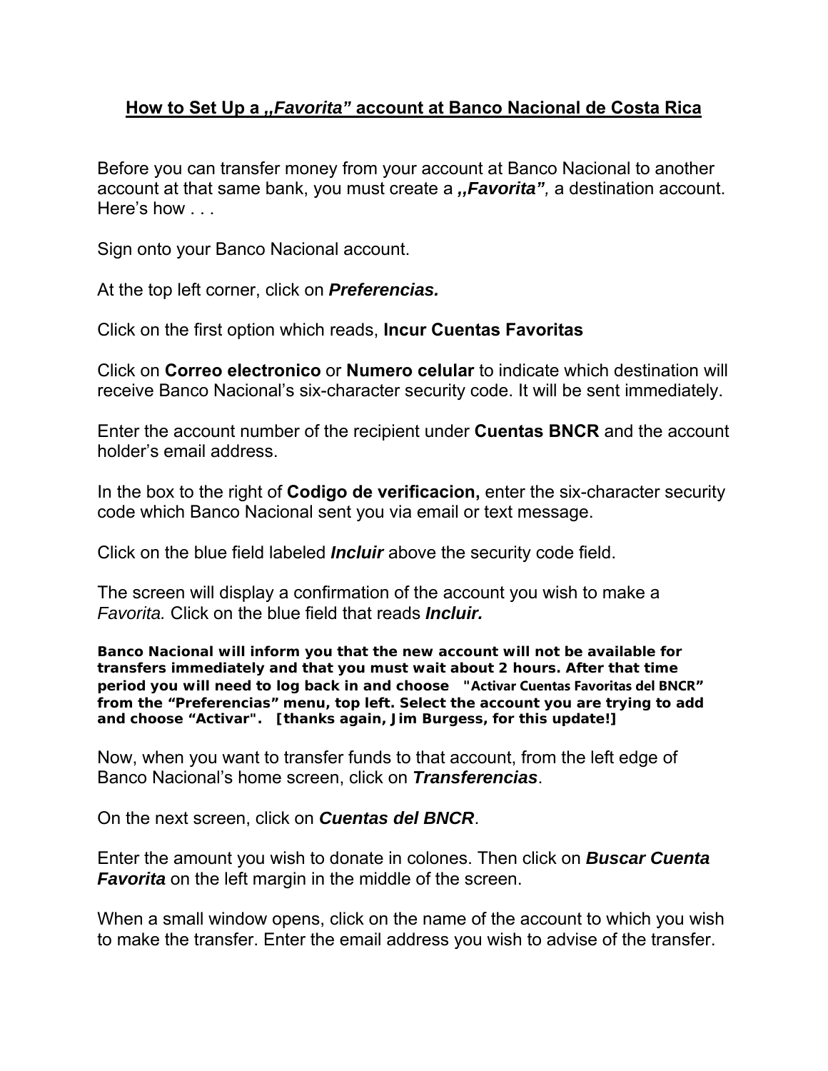# **How to Set Up a „*Favorita*” account at Banco Nacional de Costa Rica**

Before you can transfer money from your account at Banco Nacional to another account at that same bank, you must create a ***„Favorita”***, a destination account. Here's how . . .

Sign onto your Banco Nacional account.

At the top left corner, click on ***Preferencias.***

Click on the first option which reads, **Incur Cuentas Favoritas**

Click on **Correo electronico** or **Numero celular** to indicate which destination will receive Banco Nacional's six-character security code. It will be sent immediately.

Enter the account number of the recipient under **Cuentas BNCR** and the account holder's email address.

In the box to the right of **Codigo de verificacion,** enter the six-character security code which Banco Nacional sent you via email or text message.

Click on the blue field labeled ***Incluir*** above the security code field.

The screen will display a confirmation of the account you wish to make a *Favorita.* Click on the blue field that reads ***Incluir.***

**Banco Nacional will inform you that the new account will not be available for transfers immediately and that you must wait about 2 hours. After that time period you will need to log back in and choose "Activar Cuentas Favoritas del BNCR" from the "Preferencias" menu, top left. Select the account you are trying to add and choose "Activar". [thanks again, Jim Burgess, for this update!]**

Now, when you want to transfer funds to that account, from the left edge of Banco Nacional's home screen, click on ***Transferencias***.

On the next screen, click on ***Cuentas del BNCR***.

Enter the amount you wish to donate in colones. Then click on ***Buscar Cuenta Favorita*** on the left margin in the middle of the screen.

When a small window opens, click on the name of the account to which you wish to make the transfer. Enter the email address you wish to advise of the transfer.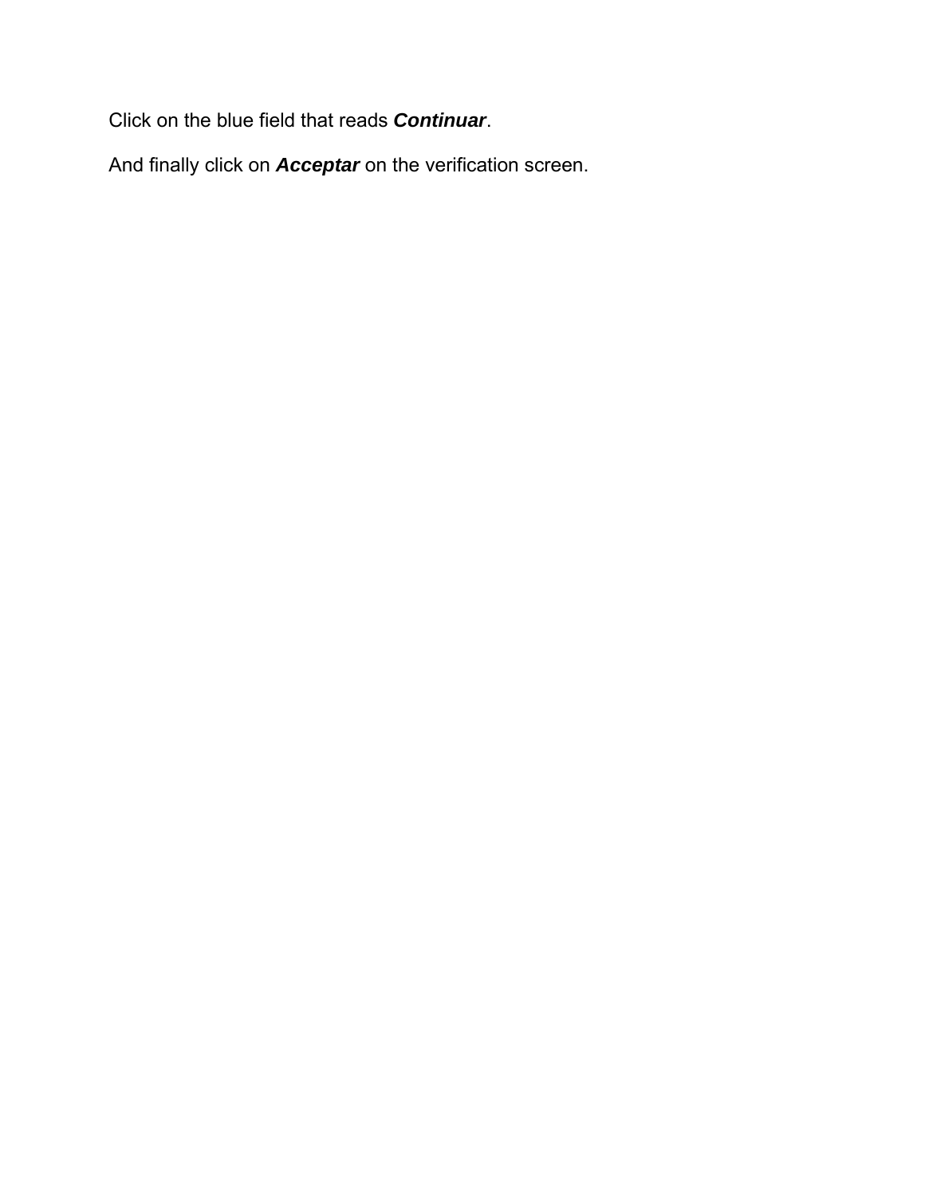Click on the blue field that reads ***Continuar***.

And finally click on ***Acceptar*** on the verification screen.